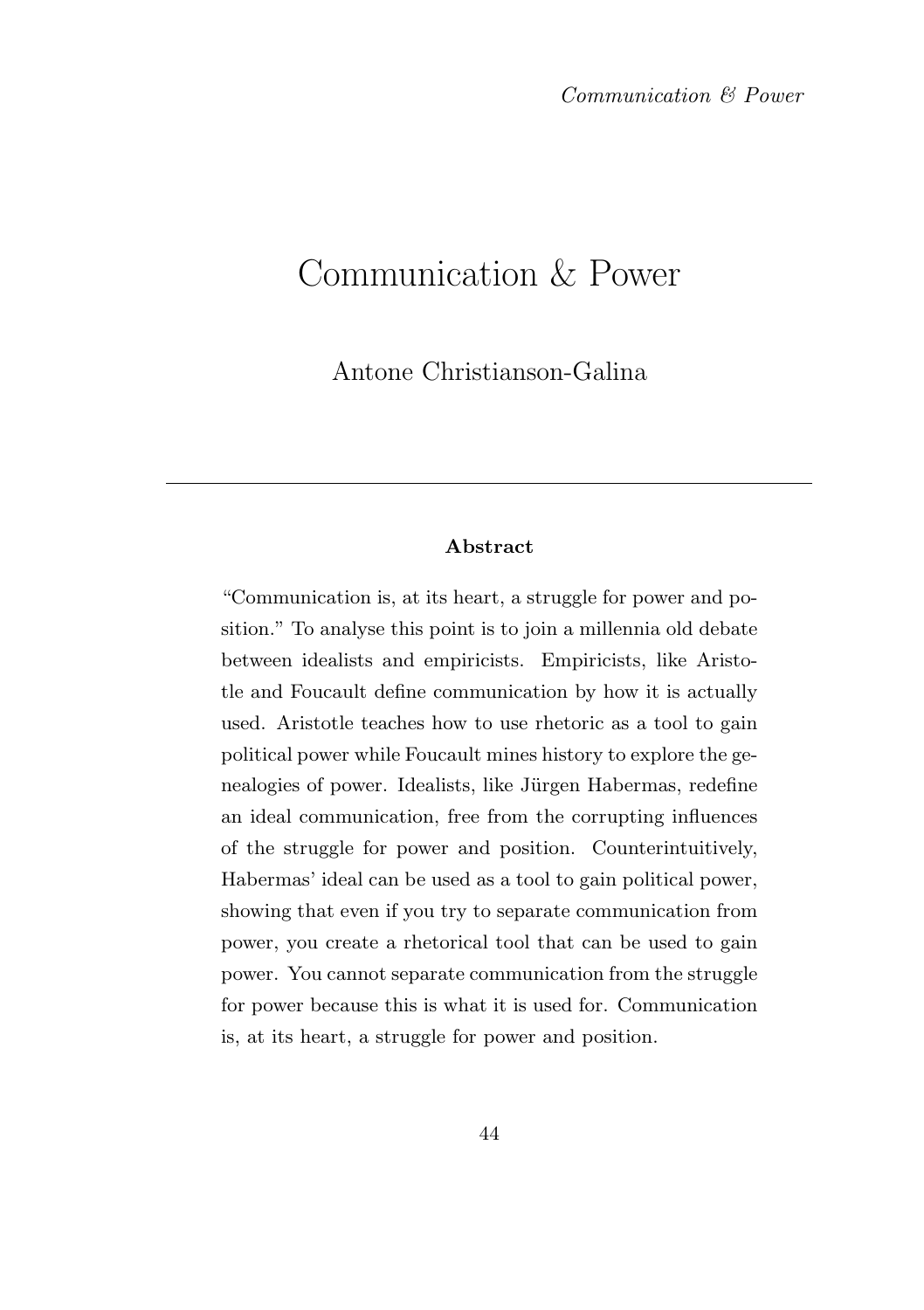# Communication & Power

Antone Christianson-Galina

---

**Abstract**

"Communication is, at its heart, a struggle for power and position." To analyse this point is to join a millennia old debate between idealists and empiricists. Empiricists, like Aristotle and Foucault define communication by how it is actually used. Aristotle teaches how to use rhetoric as a tool to gain political power while Foucault mines history to explore the genealogies of power. Idealists, like Jürgen Habermas, redefine an ideal communication, free from the corrupting influences of the struggle for power and position. Counterintuitively, Habermas' ideal can be used as a tool to gain political power, showing that even if you try to separate communication from power, you create a rhetorical tool that can be used to gain power. You cannot separate communication from the struggle for power because this is what it is used for. Communication is, at its heart, a struggle for power and position.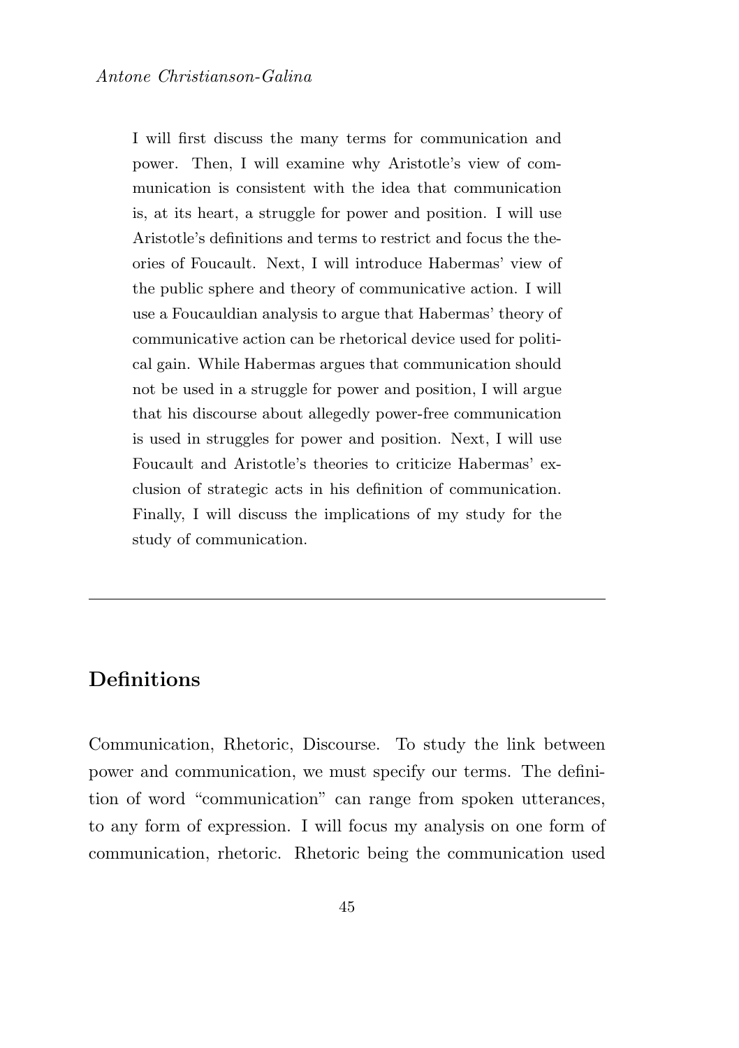I will first discuss the many terms for communication and power. Then, I will examine why Aristotle's view of communication is consistent with the idea that communication is, at its heart, a struggle for power and position. I will use Aristotle's definitions and terms to restrict and focus the theories of Foucault. Next, I will introduce Habermas' view of the public sphere and theory of communicative action. I will use a Foucauldian analysis to argue that Habermas' theory of communicative action can be rhetorical device used for political gain. While Habermas argues that communication should not be used in a struggle for power and position, I will argue that his discourse about allegedly power-free communication is used in struggles for power and position. Next, I will use Foucault and Aristotle's theories to criticize Habermas' exclusion of strategic acts in his definition of communication. Finally, I will discuss the implications of my study for the study of communication.

---

## Definitions

Communication, Rhetoric, Discourse. To study the link between power and communication, we must specify our terms. The definition of word "communication" can range from spoken utterances, to any form of expression. I will focus my analysis on one form of communication, rhetoric. Rhetoric being the communication used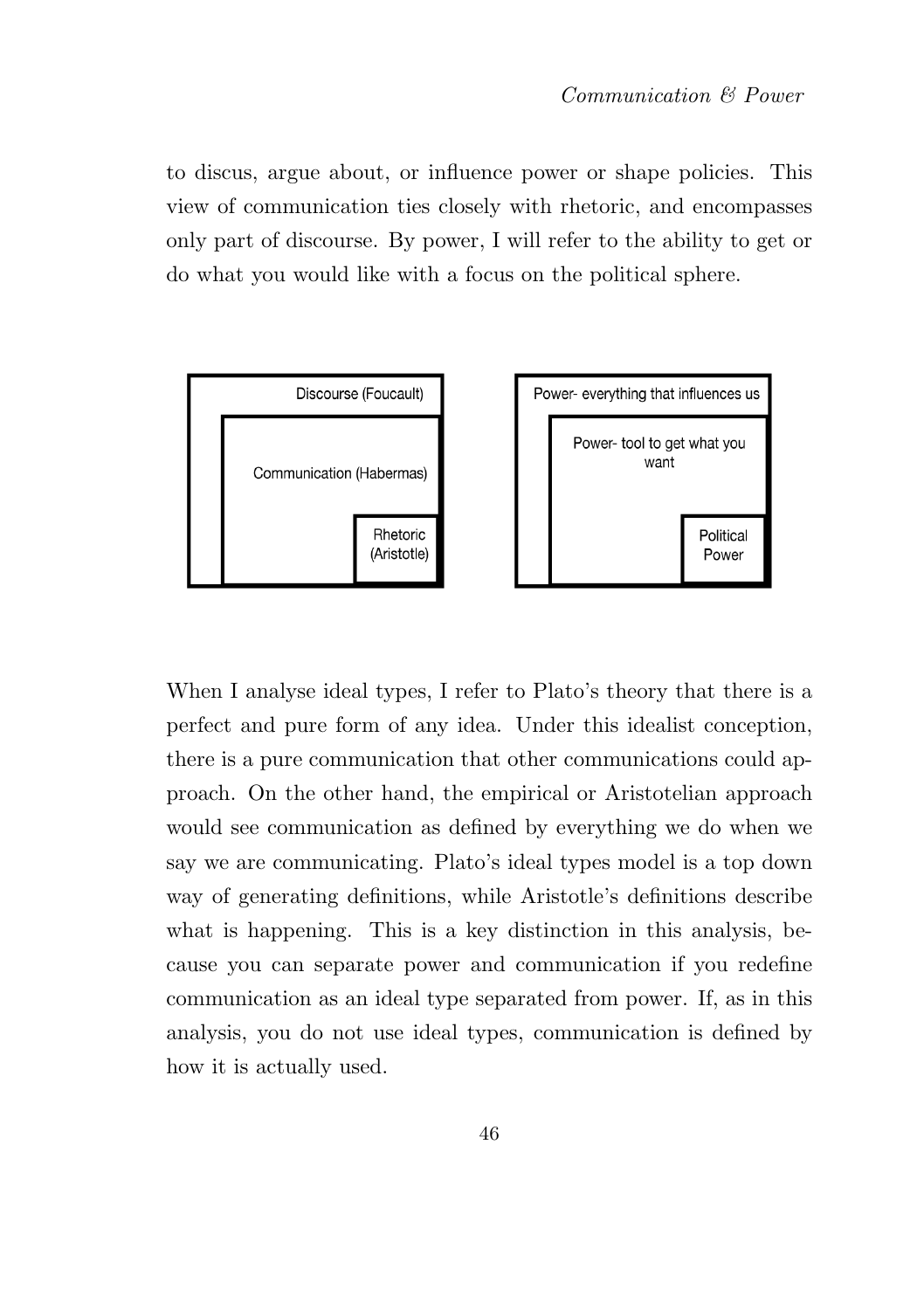to discus, argue about, or influence power or shape policies. This view of communication ties closely with rhetoric, and encompasses only part of discourse. By power, I will refer to the ability to get or do what you would like with a focus on the political sphere.

Discourse (Foucault)

Communication (Habermas)

Rhetoric (Aristotle)

Power- everything that influences us

Power- tool to get what you want

Political Power

When I analyse ideal types, I refer to Plato's theory that there is a perfect and pure form of any idea. Under this idealist conception, there is a pure communication that other communications could approach. On the other hand, the empirical or Aristotelian approach would see communication as defined by everything we do when we say we are communicating. Plato's ideal types model is a top down way of generating definitions, while Aristotle's definitions describe what is happening. This is a key distinction in this analysis, because you can separate power and communication if you redefine communication as an ideal type separated from power. If, as in this analysis, you do not use ideal types, communication is defined by how it is actually used.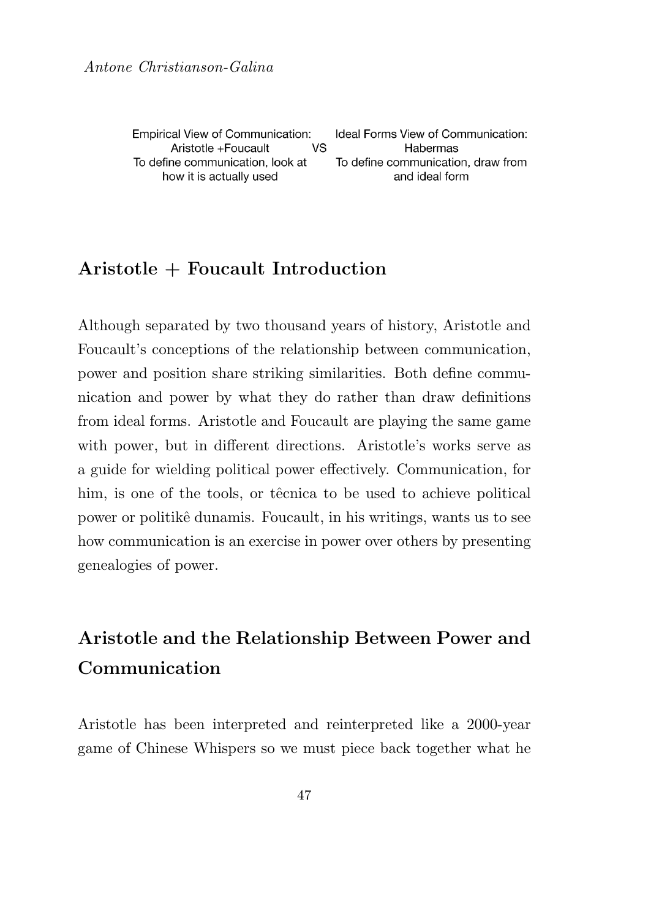| Empirical View of Communication: Aristotle +Foucault To define communication, look at how it is actually used | VS | Ideal Forms View of Communication: Habermas To define communication, draw from and ideal form |
|---|---|---|

## Aristotle + Foucault Introduction

Although separated by two thousand years of history, Aristotle and Foucault's conceptions of the relationship between communication, power and position share striking similarities. Both define communication and power by what they do rather than draw definitions from ideal forms. Aristotle and Foucault are playing the same game with power, but in different directions. Aristotle's works serve as a guide for wielding political power effectively. Communication, for him, is one of the tools, or têcnica to be used to achieve political power or politikê dunamis. Foucault, in his writings, wants us to see how communication is an exercise in power over others by presenting genealogies of power.

## Aristotle and the Relationship Between Power and Communication

Aristotle has been interpreted and reinterpreted like a 2000-year game of Chinese Whispers so we must piece back together what he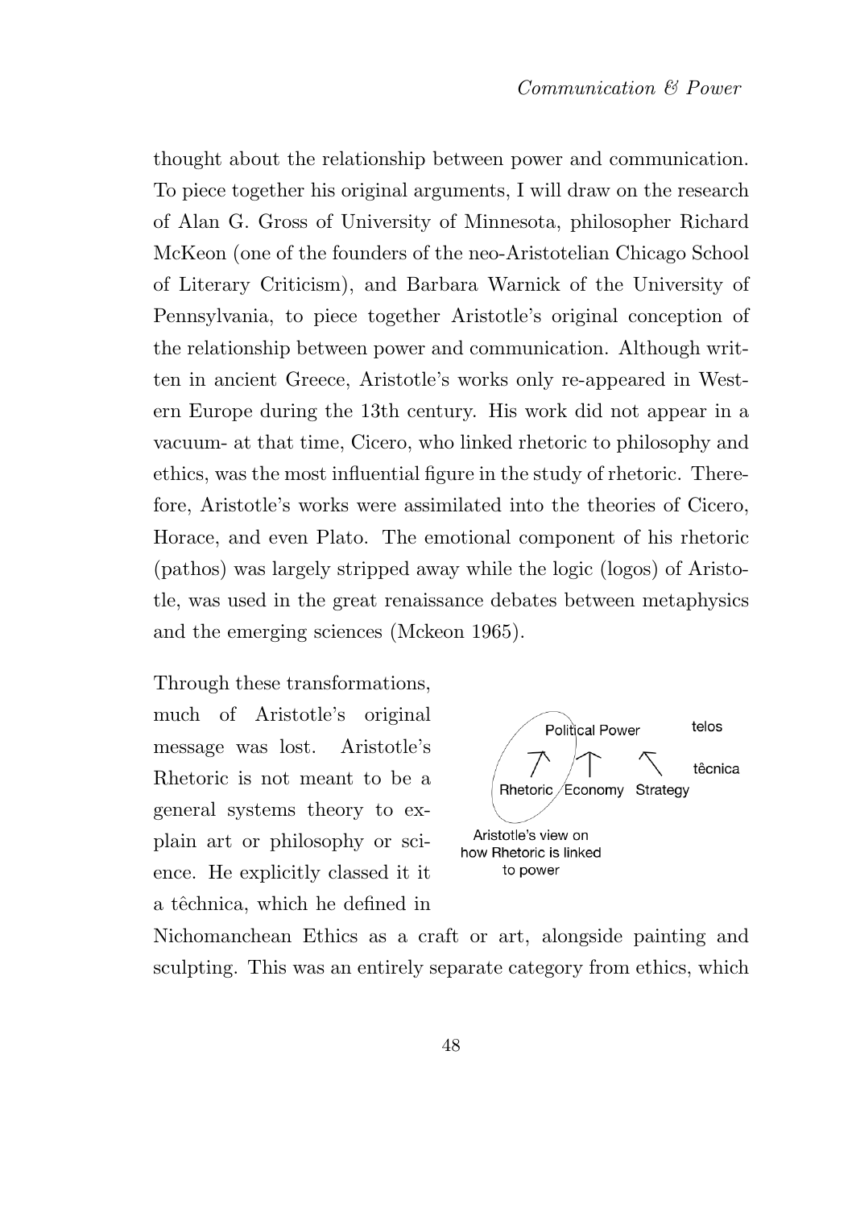thought about the relationship between power and communication. To piece together his original arguments, I will draw on the research of Alan G. Gross of University of Minnesota, philosopher Richard McKeon (one of the founders of the neo-Aristotelian Chicago School of Literary Criticism), and Barbara Warnick of the University of Pennsylvania, to piece together Aristotle's original conception of the relationship between power and communication. Although written in ancient Greece, Aristotle's works only re-appeared in Western Europe during the 13th century. His work did not appear in a vacuum- at that time, Cicero, who linked rhetoric to philosophy and ethics, was the most influential figure in the study of rhetoric. Therefore, Aristotle's works were assimilated into the theories of Cicero, Horace, and even Plato. The emotional component of his rhetoric (pathos) was largely stripped away while the logic (logos) of Aristotle, was used in the great renaissance debates between metaphysics and the emerging sciences (Mckeon 1965).

Aristotle's view on how Rhetoric is linked to power

Through these transformations, much of Aristotle's original message was lost. Aristotle's Rhetoric is not meant to be a general systems theory to explain art or philosophy or science. He explicitly classed it it a têchnica, which he defined in Nichomanchean Ethics as a craft or art, alongside painting and sculpting. This was an entirely separate category from ethics, which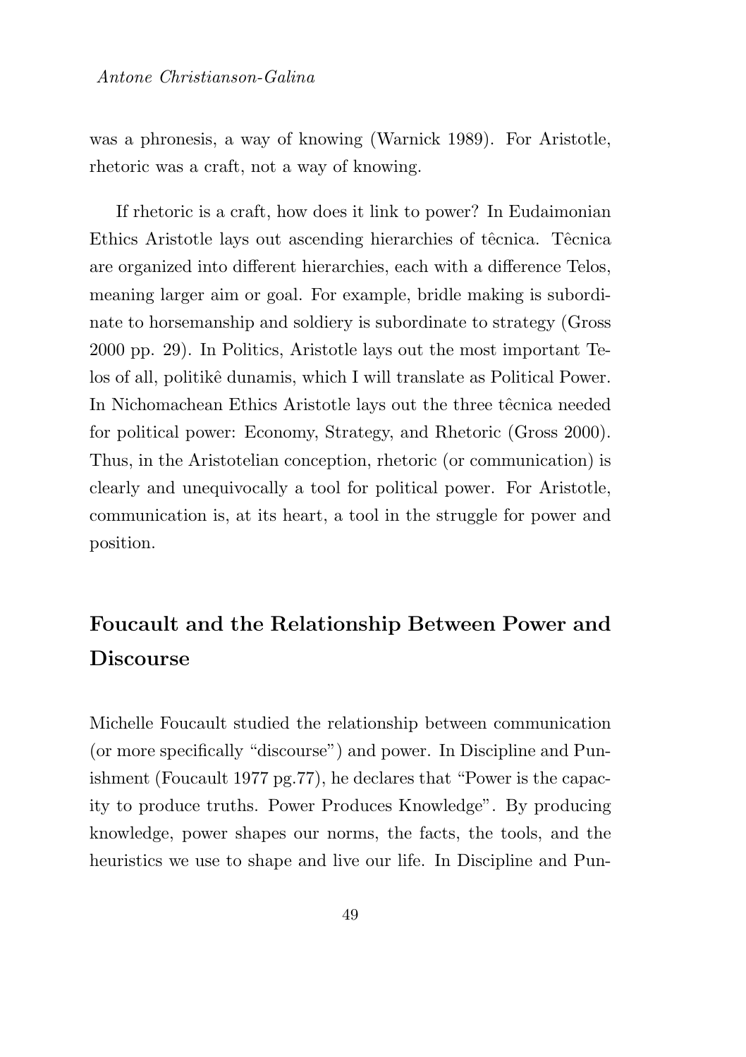was a phronesis, a way of knowing (Warnick 1989). For Aristotle, rhetoric was a craft, not a way of knowing.

If rhetoric is a craft, how does it link to power? In Eudaimonian Ethics Aristotle lays out ascending hierarchies of têcnica. Têcnica are organized into different hierarchies, each with a difference Telos, meaning larger aim or goal. For example, bridle making is subordinate to horsemanship and soldiery is subordinate to strategy (Gross 2000 pp. 29). In Politics, Aristotle lays out the most important Telos of all, politikê dunamis, which I will translate as Political Power. In Nichomachean Ethics Aristotle lays out the three têcnica needed for political power: Economy, Strategy, and Rhetoric (Gross 2000). Thus, in the Aristotelian conception, rhetoric (or communication) is clearly and unequivocally a tool for political power. For Aristotle, communication is, at its heart, a tool in the struggle for power and position.

## Foucault and the Relationship Between Power and Discourse

Michelle Foucault studied the relationship between communication (or more specifically "discourse") and power. In Discipline and Punishment (Foucault 1977 pg.77), he declares that "Power is the capacity to produce truths. Power Produces Knowledge". By producing knowledge, power shapes our norms, the facts, the tools, and the heuristics we use to shape and live our life. In Discipline and Pun-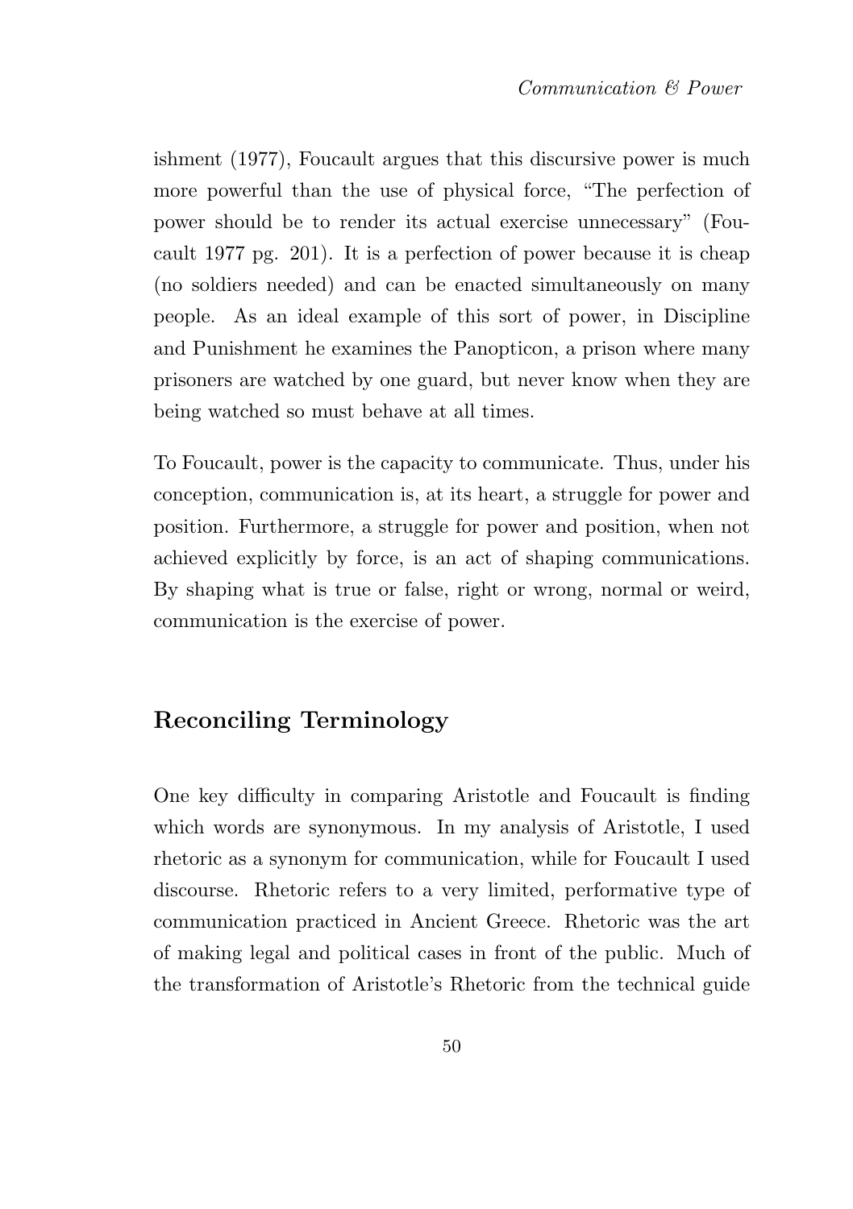ishment (1977), Foucault argues that this discursive power is much more powerful than the use of physical force, "The perfection of power should be to render its actual exercise unnecessary" (Foucault 1977 pg. 201). It is a perfection of power because it is cheap (no soldiers needed) and can be enacted simultaneously on many people. As an ideal example of this sort of power, in Discipline and Punishment he examines the Panopticon, a prison where many prisoners are watched by one guard, but never know when they are being watched so must behave at all times.

To Foucault, power is the capacity to communicate. Thus, under his conception, communication is, at its heart, a struggle for power and position. Furthermore, a struggle for power and position, when not achieved explicitly by force, is an act of shaping communications. By shaping what is true or false, right or wrong, normal or weird, communication is the exercise of power.

## Reconciling Terminology

One key difficulty in comparing Aristotle and Foucault is finding which words are synonymous. In my analysis of Aristotle, I used rhetoric as a synonym for communication, while for Foucault I used discourse. Rhetoric refers to a very limited, performative type of communication practiced in Ancient Greece. Rhetoric was the art of making legal and political cases in front of the public. Much of the transformation of Aristotle's Rhetoric from the technical guide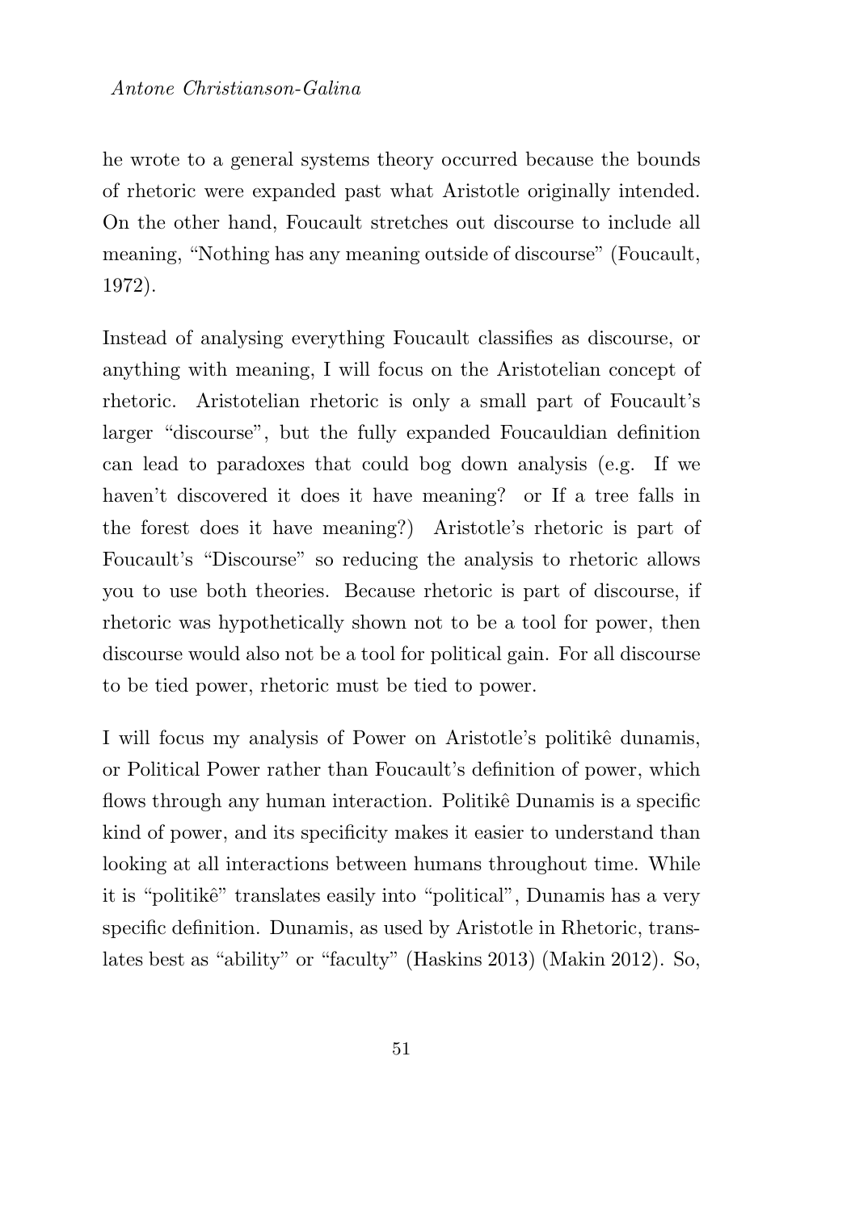he wrote to a general systems theory occurred because the bounds of rhetoric were expanded past what Aristotle originally intended. On the other hand, Foucault stretches out discourse to include all meaning, "Nothing has any meaning outside of discourse" (Foucault, 1972).

Instead of analysing everything Foucault classifies as discourse, or anything with meaning, I will focus on the Aristotelian concept of rhetoric. Aristotelian rhetoric is only a small part of Foucault's larger "discourse", but the fully expanded Foucauldian definition can lead to paradoxes that could bog down analysis (e.g. If we haven't discovered it does it have meaning? or If a tree falls in the forest does it have meaning?) Aristotle's rhetoric is part of Foucault's "Discourse" so reducing the analysis to rhetoric allows you to use both theories. Because rhetoric is part of discourse, if rhetoric was hypothetically shown not to be a tool for power, then discourse would also not be a tool for political gain. For all discourse to be tied power, rhetoric must be tied to power.

I will focus my analysis of Power on Aristotle's politikê dunamis, or Political Power rather than Foucault's definition of power, which flows through any human interaction. Politikê Dunamis is a specific kind of power, and its specificity makes it easier to understand than looking at all interactions between humans throughout time. While it is "politikê" translates easily into "political", Dunamis has a very specific definition. Dunamis, as used by Aristotle in Rhetoric, translates best as "ability" or "faculty" (Haskins 2013) (Makin 2012). So,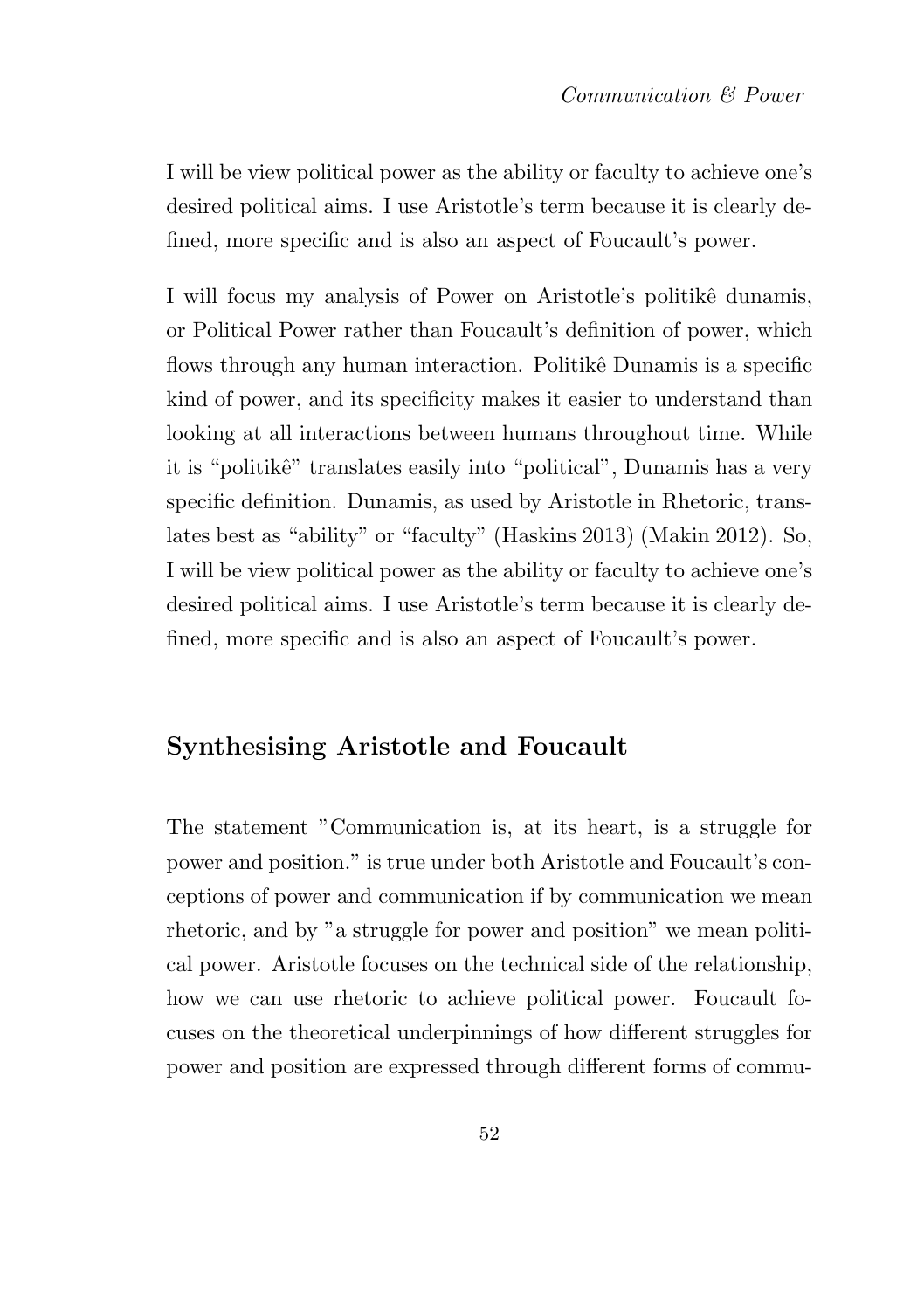I will be view political power as the ability or faculty to achieve one's desired political aims. I use Aristotle's term because it is clearly defined, more specific and is also an aspect of Foucault's power.

I will focus my analysis of Power on Aristotle's politikê dunamis, or Political Power rather than Foucault's definition of power, which flows through any human interaction. Politikê Dunamis is a specific kind of power, and its specificity makes it easier to understand than looking at all interactions between humans throughout time. While it is "politikê" translates easily into "political", Dunamis has a very specific definition. Dunamis, as used by Aristotle in Rhetoric, translates best as "ability" or "faculty" (Haskins 2013) (Makin 2012). So, I will be view political power as the ability or faculty to achieve one's desired political aims. I use Aristotle's term because it is clearly defined, more specific and is also an aspect of Foucault's power.

## Synthesising Aristotle and Foucault

The statement "Communication is, at its heart, is a struggle for power and position." is true under both Aristotle and Foucault's conceptions of power and communication if by communication we mean rhetoric, and by "a struggle for power and position" we mean political power. Aristotle focuses on the technical side of the relationship, how we can use rhetoric to achieve political power. Foucault focuses on the theoretical underpinnings of how different struggles for power and position are expressed through different forms of commu-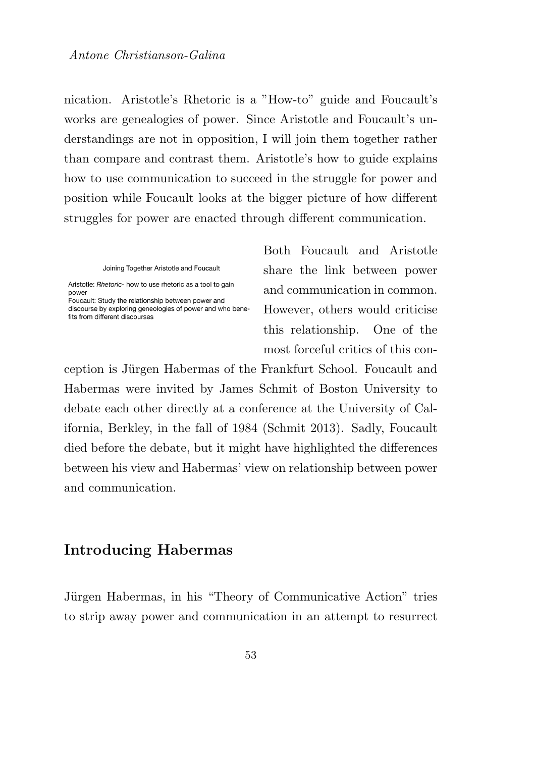nication. Aristotle's Rhetoric is a "How-to" guide and Foucault's works are genealogies of power. Since Aristotle and Foucault's understandings are not in opposition, I will join them together rather than compare and contrast them. Aristotle's how to guide explains how to use communication to succeed in the struggle for power and position while Foucault looks at the bigger picture of how different struggles for power are enacted through different communication.

Joining Together Aristotle and Foucault

Aristotle: *Rhetoric*- how to use rhetoric as a tool to gain power
Foucault: Study the relationship between power and discourse by exploring geneologies of power and who benefits from different discourses

Both Foucault and Aristotle share the link between power and communication in common. However, others would criticise this relationship. One of the most forceful critics of this conception is Jürgen Habermas of the Frankfurt School. Foucault and Habermas were invited by James Schmit of Boston University to debate each other directly at a conference at the University of California, Berkley, in the fall of 1984 (Schmit 2013). Sadly, Foucault died before the debate, but it might have highlighted the differences between his view and Habermas' view on relationship between power and communication.

## Introducing Habermas

Jürgen Habermas, in his "Theory of Communicative Action" tries to strip away power and communication in an attempt to resurrect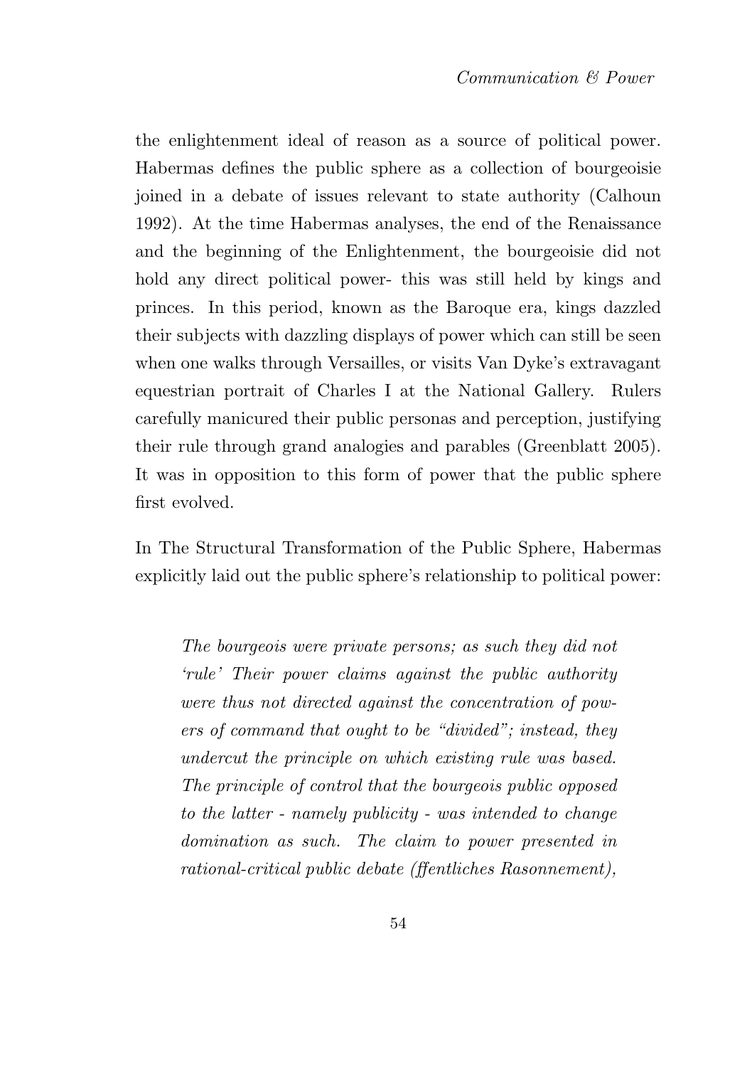the enlightenment ideal of reason as a source of political power. Habermas defines the public sphere as a collection of bourgeoisie joined in a debate of issues relevant to state authority (Calhoun 1992). At the time Habermas analyses, the end of the Renaissance and the beginning of the Enlightenment, the bourgeoisie did not hold any direct political power- this was still held by kings and princes. In this period, known as the Baroque era, kings dazzled their subjects with dazzling displays of power which can still be seen when one walks through Versailles, or visits Van Dyke's extravagant equestrian portrait of Charles I at the National Gallery. Rulers carefully manicured their public personas and perception, justifying their rule through grand analogies and parables (Greenblatt 2005). It was in opposition to this form of power that the public sphere first evolved.

In The Structural Transformation of the Public Sphere, Habermas explicitly laid out the public sphere's relationship to political power:

> *The bourgeois were private persons; as such they did not 'rule' Their power claims against the public authority were thus not directed against the concentration of powers of command that ought to be "divided"; instead, they undercut the principle on which existing rule was based. The principle of control that the bourgeois public opposed to the latter - namely publicity - was intended to change domination as such. The claim to power presented in rational-critical public debate (ffentliches Rasonnement),*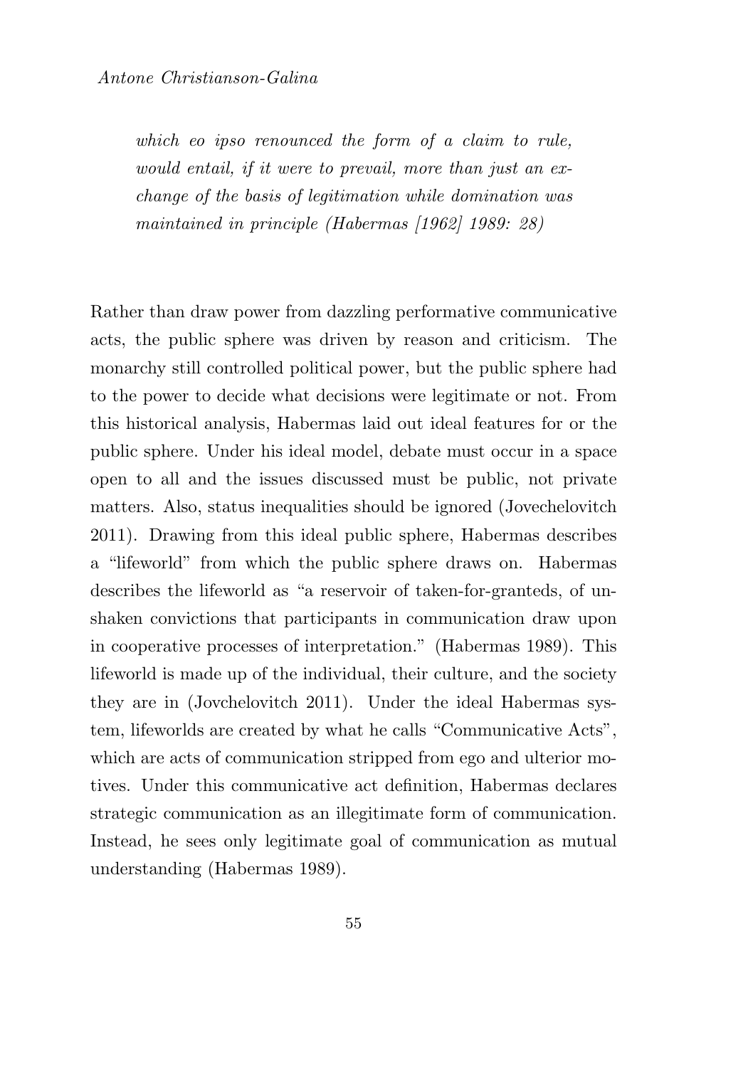*which eo ipso renounced the form of a claim to rule, would entail, if it were to prevail, more than just an exchange of the basis of legitimation while domination was maintained in principle (Habermas [1962] 1989: 28)*

Rather than draw power from dazzling performative communicative acts, the public sphere was driven by reason and criticism. The monarchy still controlled political power, but the public sphere had to the power to decide what decisions were legitimate or not. From this historical analysis, Habermas laid out ideal features for or the public sphere. Under his ideal model, debate must occur in a space open to all and the issues discussed must be public, not private matters. Also, status inequalities should be ignored (Jovechelovitch 2011). Drawing from this ideal public sphere, Habermas describes a "lifeworld" from which the public sphere draws on. Habermas describes the lifeworld as "a reservoir of taken-for-granteds, of unshaken convictions that participants in communication draw upon in cooperative processes of interpretation." (Habermas 1989). This lifeworld is made up of the individual, their culture, and the society they are in (Jovchelovitch 2011). Under the ideal Habermas system, lifeworlds are created by what he calls "Communicative Acts", which are acts of communication stripped from ego and ulterior motives. Under this communicative act definition, Habermas declares strategic communication as an illegitimate form of communication. Instead, he sees only legitimate goal of communication as mutual understanding (Habermas 1989).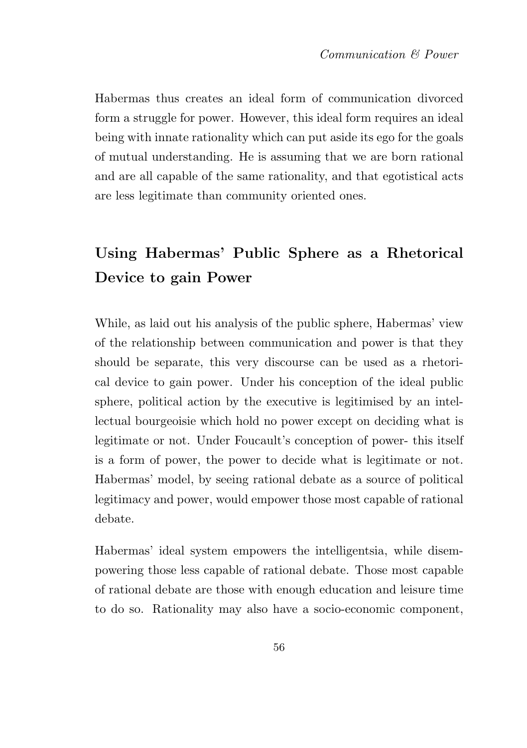Habermas thus creates an ideal form of communication divorced form a struggle for power. However, this ideal form requires an ideal being with innate rationality which can put aside its ego for the goals of mutual understanding. He is assuming that we are born rational and are all capable of the same rationality, and that egotistical acts are less legitimate than community oriented ones.

## Using Habermas' Public Sphere as a Rhetorical Device to gain Power

While, as laid out his analysis of the public sphere, Habermas' view of the relationship between communication and power is that they should be separate, this very discourse can be used as a rhetorical device to gain power. Under his conception of the ideal public sphere, political action by the executive is legitimised by an intellectual bourgeoisie which hold no power except on deciding what is legitimate or not. Under Foucault's conception of power- this itself is a form of power, the power to decide what is legitimate or not. Habermas' model, by seeing rational debate as a source of political legitimacy and power, would empower those most capable of rational debate.

Habermas' ideal system empowers the intelligentsia, while disempowering those less capable of rational debate. Those most capable of rational debate are those with enough education and leisure time to do so. Rationality may also have a socio-economic component,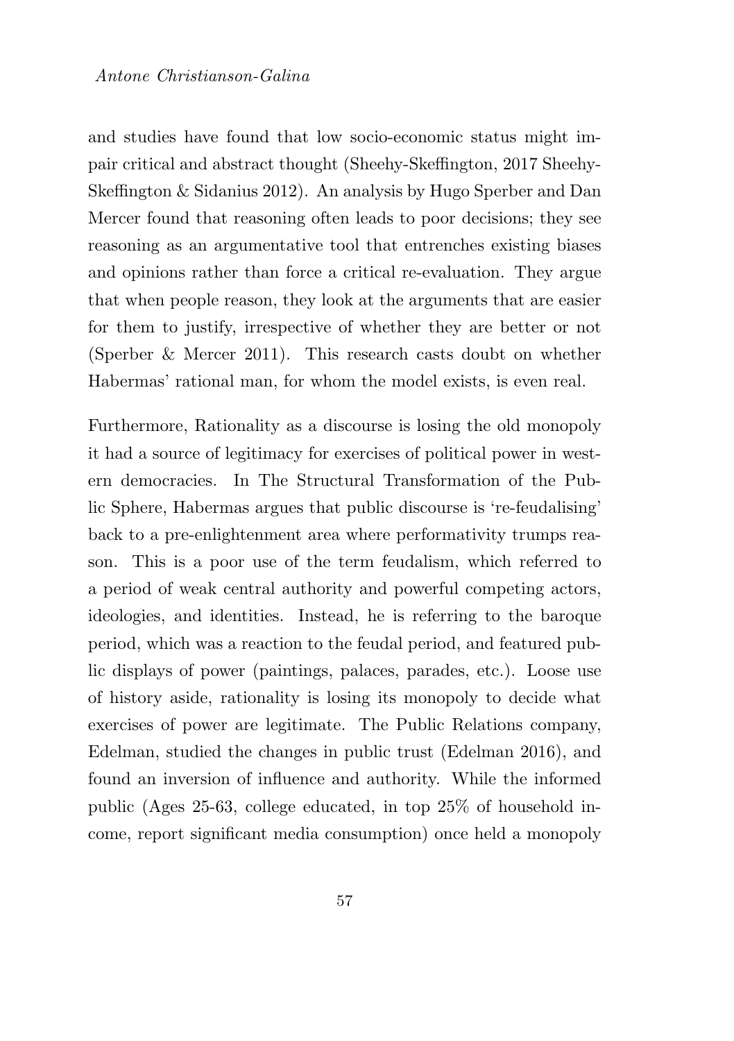and studies have found that low socio-economic status might impair critical and abstract thought (Sheehy-Skeffington, 2017 Sheehy-Skeffington & Sidanius 2012). An analysis by Hugo Sperber and Dan Mercer found that reasoning often leads to poor decisions; they see reasoning as an argumentative tool that entrenches existing biases and opinions rather than force a critical re-evaluation. They argue that when people reason, they look at the arguments that are easier for them to justify, irrespective of whether they are better or not (Sperber & Mercer 2011). This research casts doubt on whether Habermas' rational man, for whom the model exists, is even real.

Furthermore, Rationality as a discourse is losing the old monopoly it had a source of legitimacy for exercises of political power in western democracies. In The Structural Transformation of the Public Sphere, Habermas argues that public discourse is 're-feudalising' back to a pre-enlightenment area where performativity trumps reason. This is a poor use of the term feudalism, which referred to a period of weak central authority and powerful competing actors, ideologies, and identities. Instead, he is referring to the baroque period, which was a reaction to the feudal period, and featured public displays of power (paintings, palaces, parades, etc.). Loose use of history aside, rationality is losing its monopoly to decide what exercises of power are legitimate. The Public Relations company, Edelman, studied the changes in public trust (Edelman 2016), and found an inversion of influence and authority. While the informed public (Ages 25-63, college educated, in top 25% of household income, report significant media consumption) once held a monopoly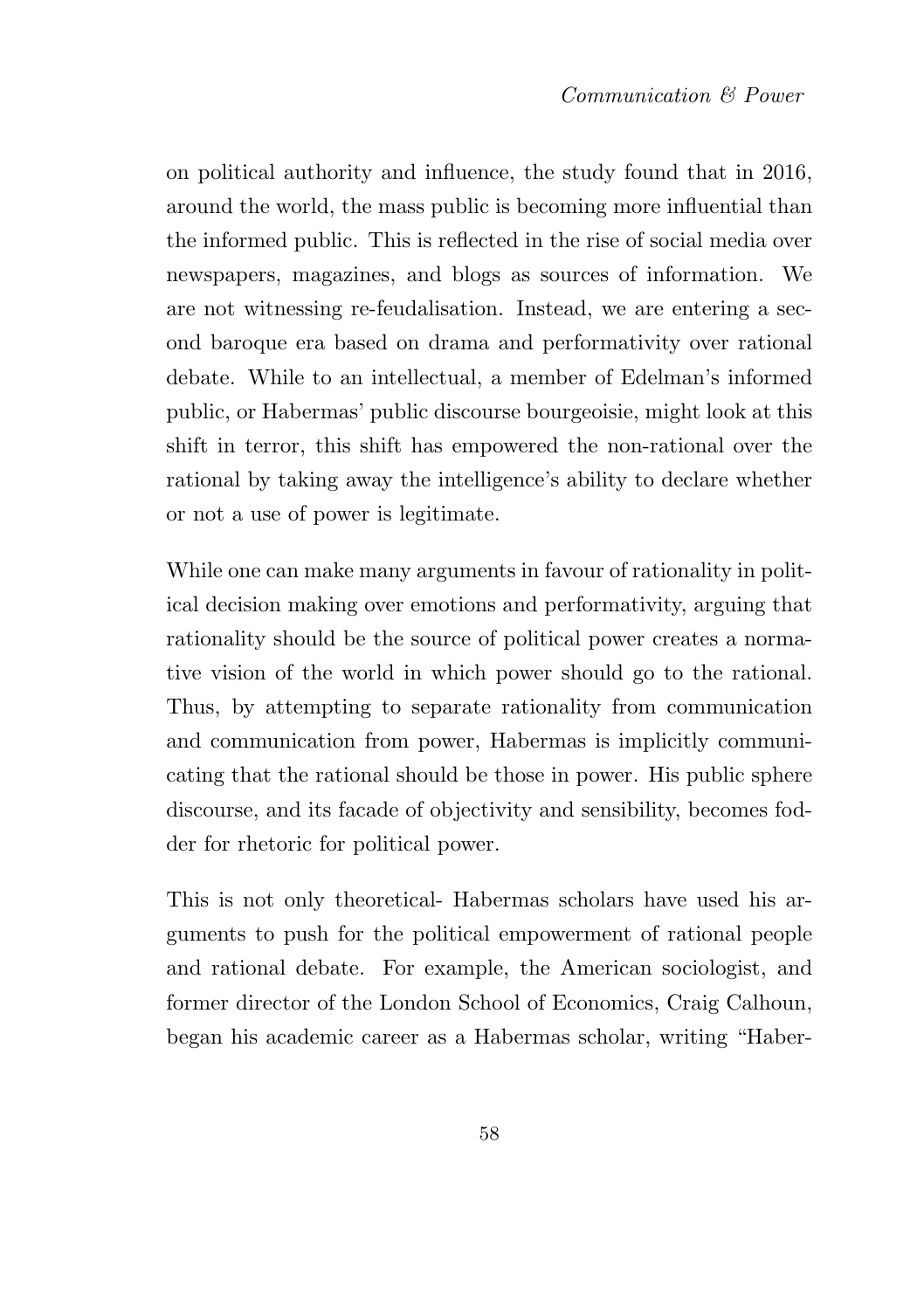on political authority and influence, the study found that in 2016, around the world, the mass public is becoming more influential than the informed public. This is reflected in the rise of social media over newspapers, magazines, and blogs as sources of information. We are not witnessing re-feudalisation. Instead, we are entering a second baroque era based on drama and performativity over rational debate. While to an intellectual, a member of Edelman's informed public, or Habermas' public discourse bourgeoisie, might look at this shift in terror, this shift has empowered the non-rational over the rational by taking away the intelligence's ability to declare whether or not a use of power is legitimate.

While one can make many arguments in favour of rationality in political decision making over emotions and performativity, arguing that rationality should be the source of political power creates a normative vision of the world in which power should go to the rational. Thus, by attempting to separate rationality from communication and communication from power, Habermas is implicitly communicating that the rational should be those in power. His public sphere discourse, and its facade of objectivity and sensibility, becomes fodder for rhetoric for political power.

This is not only theoretical- Habermas scholars have used his arguments to push for the political empowerment of rational people and rational debate. For example, the American sociologist, and former director of the London School of Economics, Craig Calhoun, began his academic career as a Habermas scholar, writing "Haber-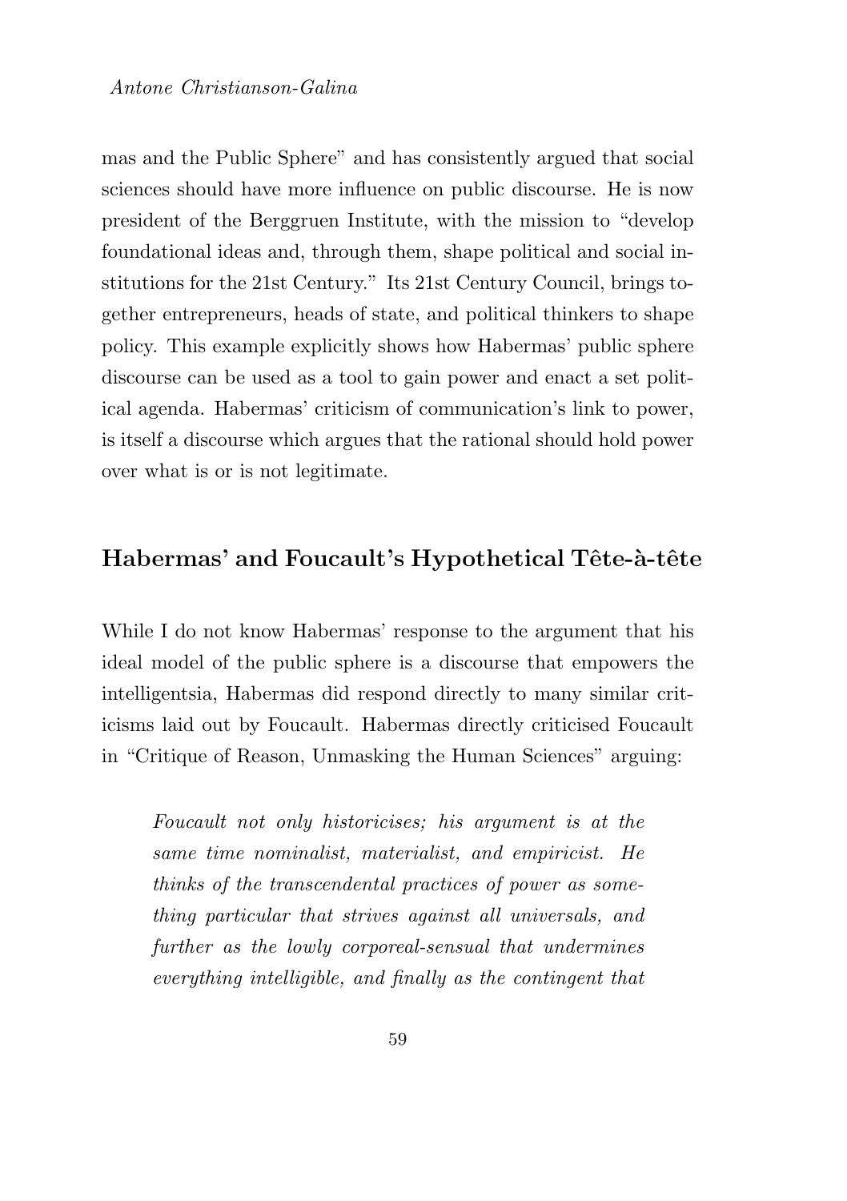mas and the Public Sphere" and has consistently argued that social sciences should have more influence on public discourse. He is now president of the Berggruen Institute, with the mission to "develop foundational ideas and, through them, shape political and social institutions for the 21st Century." Its 21st Century Council, brings together entrepreneurs, heads of state, and political thinkers to shape policy. This example explicitly shows how Habermas' public sphere discourse can be used as a tool to gain power and enact a set political agenda. Habermas' criticism of communication's link to power, is itself a discourse which argues that the rational should hold power over what is or is not legitimate.

## Habermas' and Foucault's Hypothetical Tête-à-tête

While I do not know Habermas' response to the argument that his ideal model of the public sphere is a discourse that empowers the intelligentsia, Habermas did respond directly to many similar criticisms laid out by Foucault. Habermas directly criticised Foucault in "Critique of Reason, Unmasking the Human Sciences" arguing:

> *Foucault not only historicises; his argument is at the same time nominalist, materialist, and empiricist. He thinks of the transcendental practices of power as something particular that strives against all universals, and further as the lowly corporeal-sensual that undermines everything intelligible, and finally as the contingent that*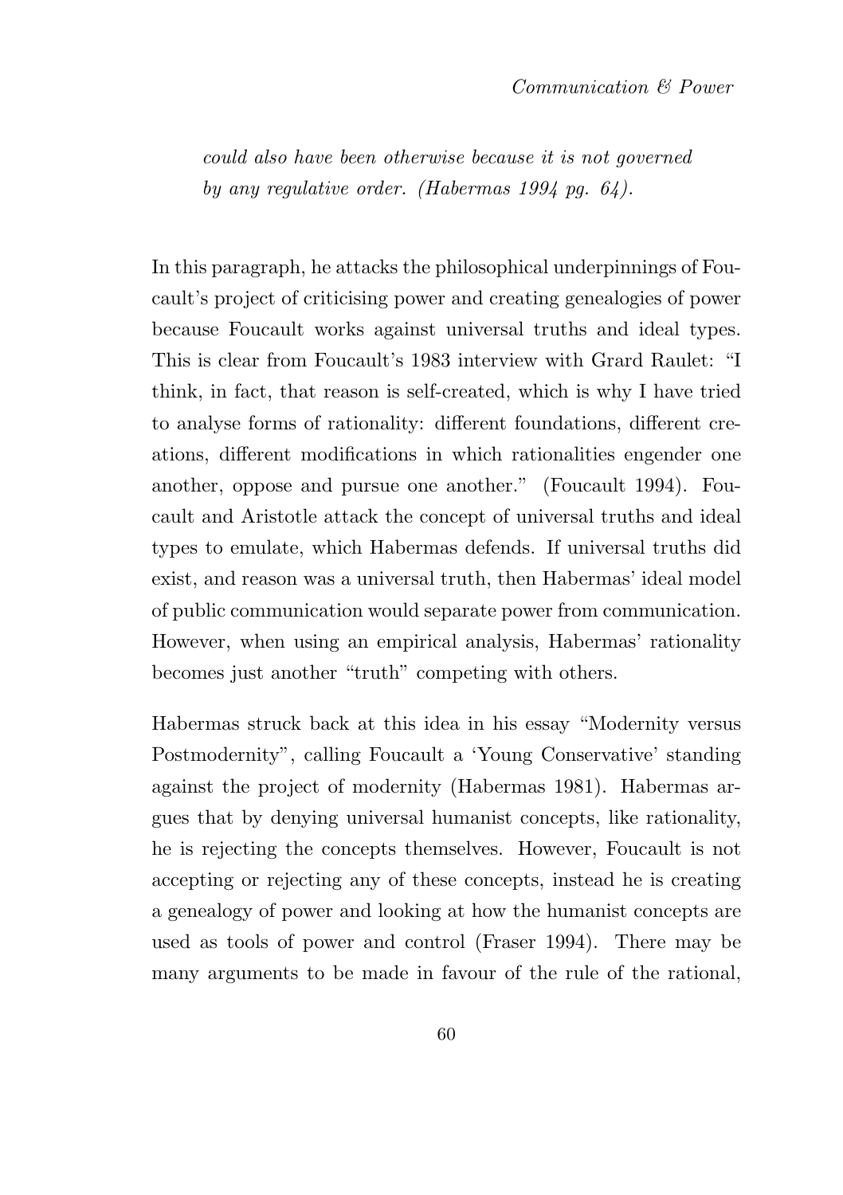*could also have been otherwise because it is not governed by any regulative order. (Habermas 1994 pg. 64).*

In this paragraph, he attacks the philosophical underpinnings of Foucault's project of criticising power and creating genealogies of power because Foucault works against universal truths and ideal types. This is clear from Foucault's 1983 interview with Grard Raulet: "I think, in fact, that reason is self-created, which is why I have tried to analyse forms of rationality: different foundations, different creations, different modifications in which rationalities engender one another, oppose and pursue one another." (Foucault 1994). Foucault and Aristotle attack the concept of universal truths and ideal types to emulate, which Habermas defends. If universal truths did exist, and reason was a universal truth, then Habermas' ideal model of public communication would separate power from communication. However, when using an empirical analysis, Habermas' rationality becomes just another "truth" competing with others.

Habermas struck back at this idea in his essay "Modernity versus Postmodernity", calling Foucault a 'Young Conservative' standing against the project of modernity (Habermas 1981). Habermas argues that by denying universal humanist concepts, like rationality, he is rejecting the concepts themselves. However, Foucault is not accepting or rejecting any of these concepts, instead he is creating a genealogy of power and looking at how the humanist concepts are used as tools of power and control (Fraser 1994). There may be many arguments to be made in favour of the rule of the rational,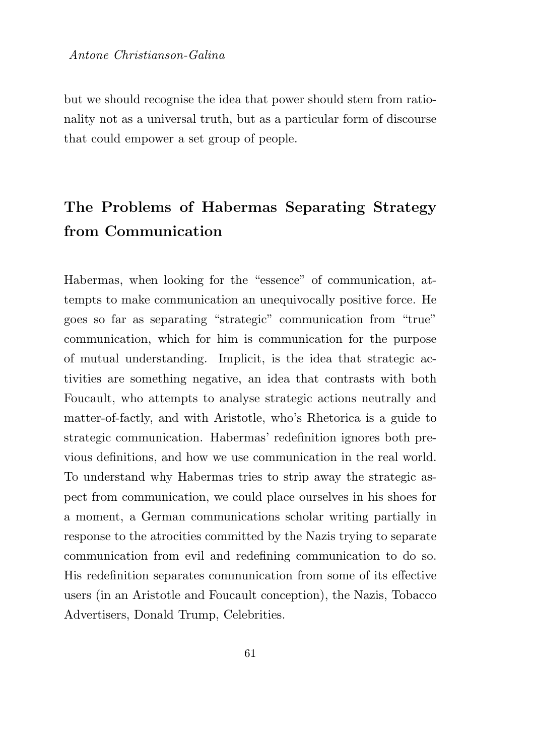but we should recognise the idea that power should stem from rationality not as a universal truth, but as a particular form of discourse that could empower a set group of people.

## The Problems of Habermas Separating Strategy from Communication

Habermas, when looking for the "essence" of communication, attempts to make communication an unequivocally positive force. He goes so far as separating "strategic" communication from "true" communication, which for him is communication for the purpose of mutual understanding. Implicit, is the idea that strategic activities are something negative, an idea that contrasts with both Foucault, who attempts to analyse strategic actions neutrally and matter-of-factly, and with Aristotle, who's Rhetorica is a guide to strategic communication. Habermas' redefinition ignores both previous definitions, and how we use communication in the real world. To understand why Habermas tries to strip away the strategic aspect from communication, we could place ourselves in his shoes for a moment, a German communications scholar writing partially in response to the atrocities committed by the Nazis trying to separate communication from evil and redefining communication to do so. His redefinition separates communication from some of its effective users (in an Aristotle and Foucault conception), the Nazis, Tobacco Advertisers, Donald Trump, Celebrities.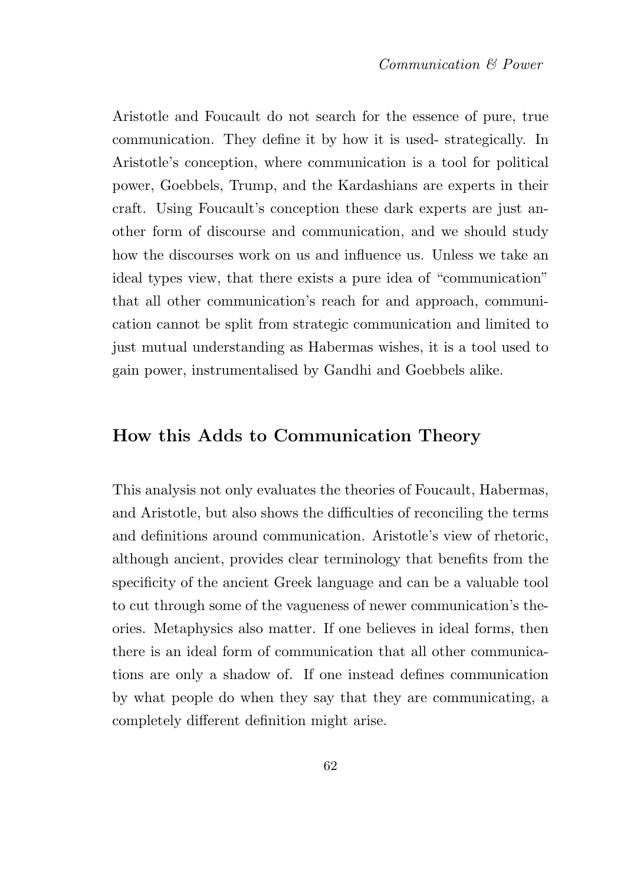Aristotle and Foucault do not search for the essence of pure, true communication. They define it by how it is used- strategically. In Aristotle's conception, where communication is a tool for political power, Goebbels, Trump, and the Kardashians are experts in their craft. Using Foucault's conception these dark experts are just another form of discourse and communication, and we should study how the discourses work on us and influence us. Unless we take an ideal types view, that there exists a pure idea of "communication" that all other communication's reach for and approach, communication cannot be split from strategic communication and limited to just mutual understanding as Habermas wishes, it is a tool used to gain power, instrumentalised by Gandhi and Goebbels alike.

## How this Adds to Communication Theory

This analysis not only evaluates the theories of Foucault, Habermas, and Aristotle, but also shows the difficulties of reconciling the terms and definitions around communication. Aristotle's view of rhetoric, although ancient, provides clear terminology that benefits from the specificity of the ancient Greek language and can be a valuable tool to cut through some of the vagueness of newer communication's theories. Metaphysics also matter. If one believes in ideal forms, then there is an ideal form of communication that all other communications are only a shadow of. If one instead defines communication by what people do when they say that they are communicating, a completely different definition might arise.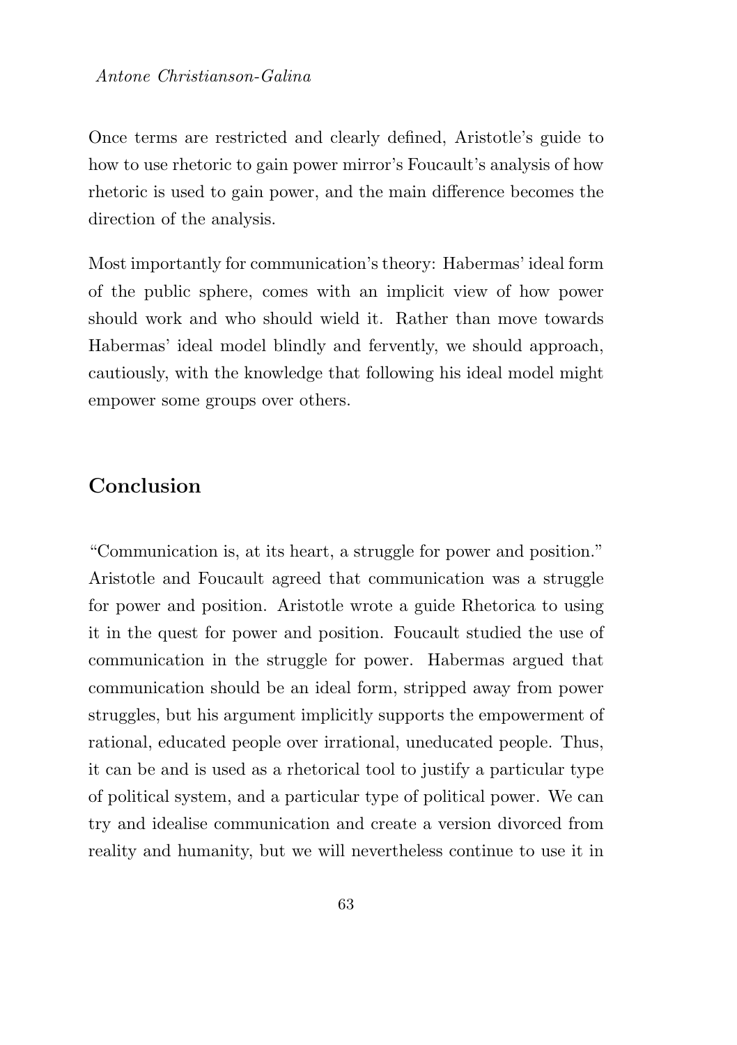Once terms are restricted and clearly defined, Aristotle's guide to how to use rhetoric to gain power mirror's Foucault's analysis of how rhetoric is used to gain power, and the main difference becomes the direction of the analysis.

Most importantly for communication's theory: Habermas' ideal form of the public sphere, comes with an implicit view of how power should work and who should wield it. Rather than move towards Habermas' ideal model blindly and fervently, we should approach, cautiously, with the knowledge that following his ideal model might empower some groups over others.

## Conclusion

"Communication is, at its heart, a struggle for power and position." Aristotle and Foucault agreed that communication was a struggle for power and position. Aristotle wrote a guide Rhetorica to using it in the quest for power and position. Foucault studied the use of communication in the struggle for power. Habermas argued that communication should be an ideal form, stripped away from power struggles, but his argument implicitly supports the empowerment of rational, educated people over irrational, uneducated people. Thus, it can be and is used as a rhetorical tool to justify a particular type of political system, and a particular type of political power. We can try and idealise communication and create a version divorced from reality and humanity, but we will nevertheless continue to use it in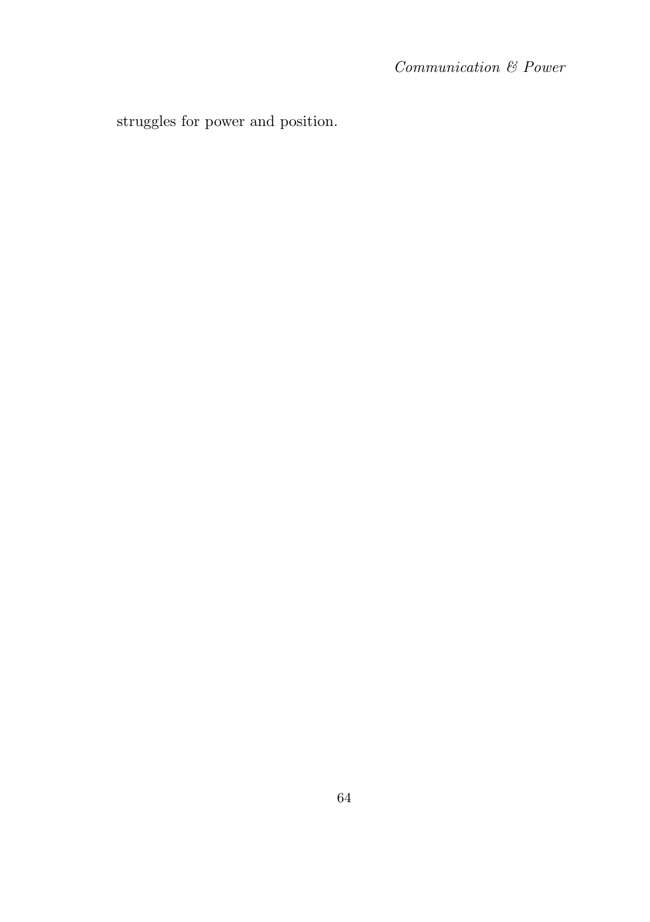struggles for power and position.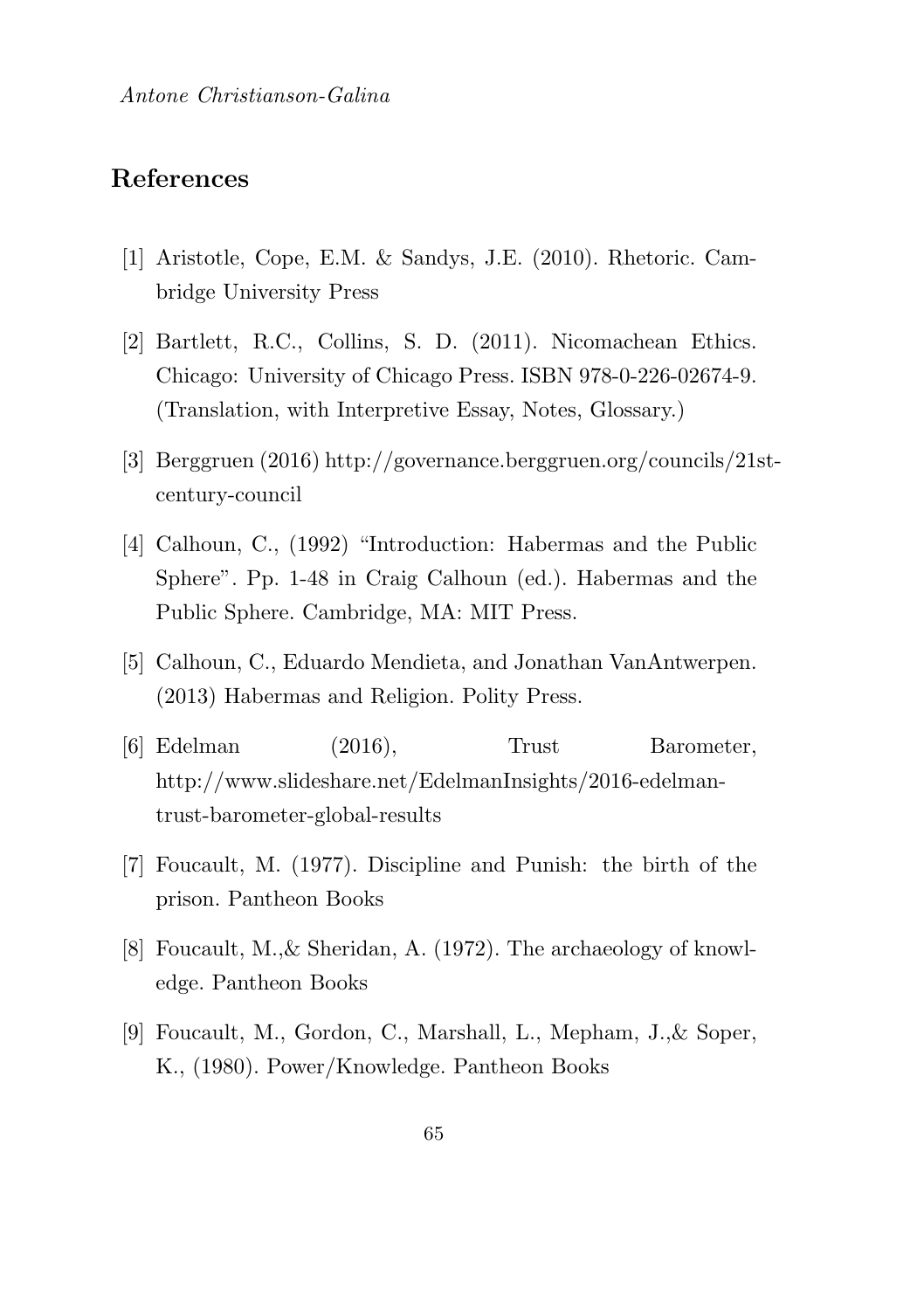## References

[1] Aristotle, Cope, E.M. & Sandys, J.E. (2010). Rhetoric. Cambridge University Press

[2] Bartlett, R.C., Collins, S. D. (2011). Nicomachean Ethics. Chicago: University of Chicago Press. ISBN 978-0-226-02674-9. (Translation, with Interpretive Essay, Notes, Glossary.)

[3] Berggruen (2016) http://governance.berggruen.org/councils/21st-century-council

[4] Calhoun, C., (1992) "Introduction: Habermas and the Public Sphere". Pp. 1-48 in Craig Calhoun (ed.). Habermas and the Public Sphere. Cambridge, MA: MIT Press.

[5] Calhoun, C., Eduardo Mendieta, and Jonathan VanAntwerpen. (2013) Habermas and Religion. Polity Press.

[6] Edelman (2016), Trust Barometer, http://www.slideshare.net/EdelmanInsights/2016-edelman-trust-barometer-global-results

[7] Foucault, M. (1977). Discipline and Punish: the birth of the prison. Pantheon Books

[8] Foucault, M.,& Sheridan, A. (1972). The archaeology of knowledge. Pantheon Books

[9] Foucault, M., Gordon, C., Marshall, L., Mepham, J.,& Soper, K., (1980). Power/Knowledge. Pantheon Books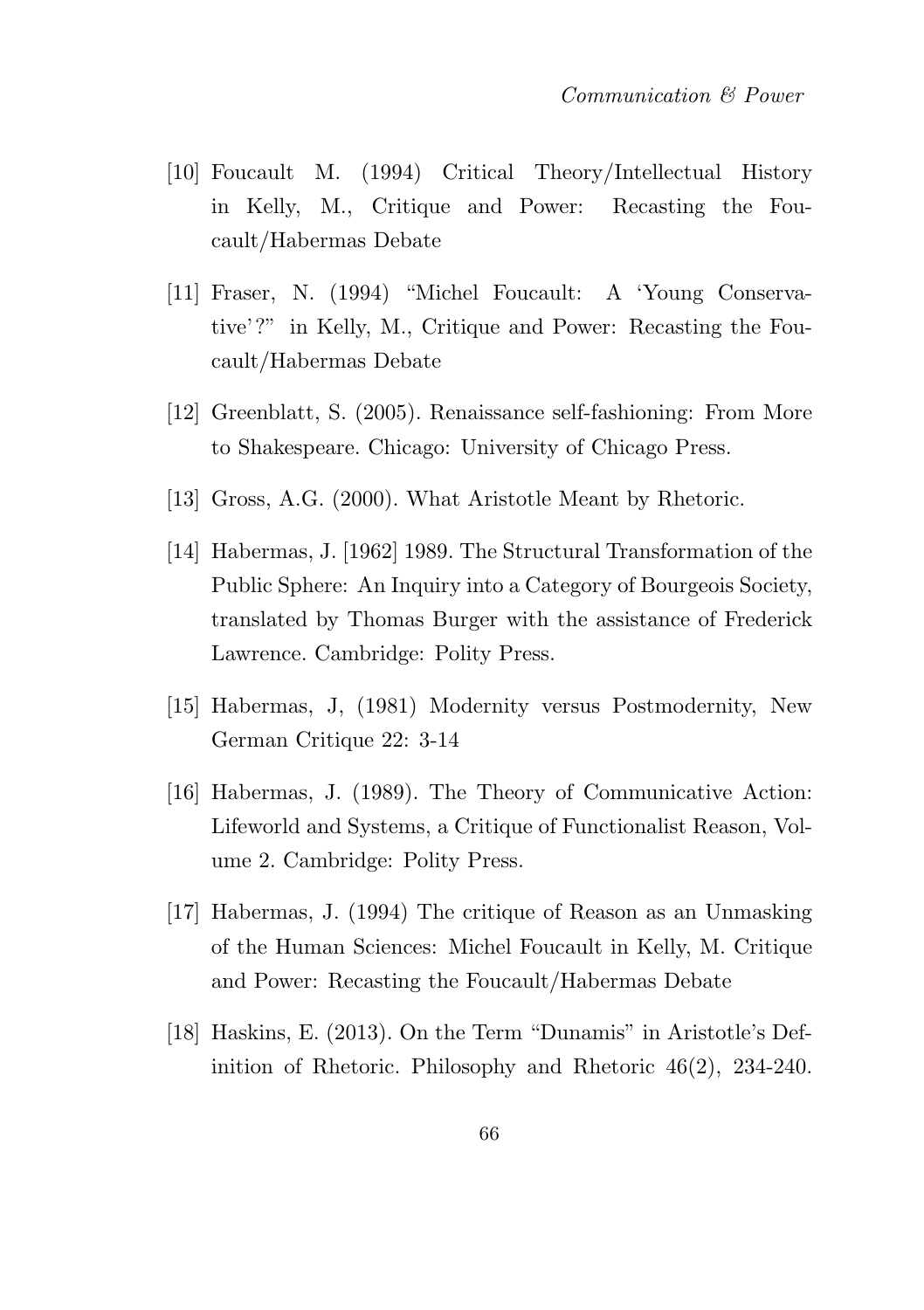[10] Foucault M. (1994) Critical Theory/Intellectual History in Kelly, M., Critique and Power: Recasting the Foucault/Habermas Debate

[11] Fraser, N. (1994) "Michel Foucault: A 'Young Conservative'?" in Kelly, M., Critique and Power: Recasting the Foucault/Habermas Debate

[12] Greenblatt, S. (2005). Renaissance self-fashioning: From More to Shakespeare. Chicago: University of Chicago Press.

[13] Gross, A.G. (2000). What Aristotle Meant by Rhetoric.

[14] Habermas, J. [1962] 1989. The Structural Transformation of the Public Sphere: An Inquiry into a Category of Bourgeois Society, translated by Thomas Burger with the assistance of Frederick Lawrence. Cambridge: Polity Press.

[15] Habermas, J, (1981) Modernity versus Postmodernity, New German Critique 22: 3-14

[16] Habermas, J. (1989). The Theory of Communicative Action: Lifeworld and Systems, a Critique of Functionalist Reason, Volume 2. Cambridge: Polity Press.

[17] Habermas, J. (1994) The critique of Reason as an Unmasking of the Human Sciences: Michel Foucault in Kelly, M. Critique and Power: Recasting the Foucault/Habermas Debate

[18] Haskins, E. (2013). On the Term "Dunamis" in Aristotle's Definition of Rhetoric. Philosophy and Rhetoric 46(2), 234-240.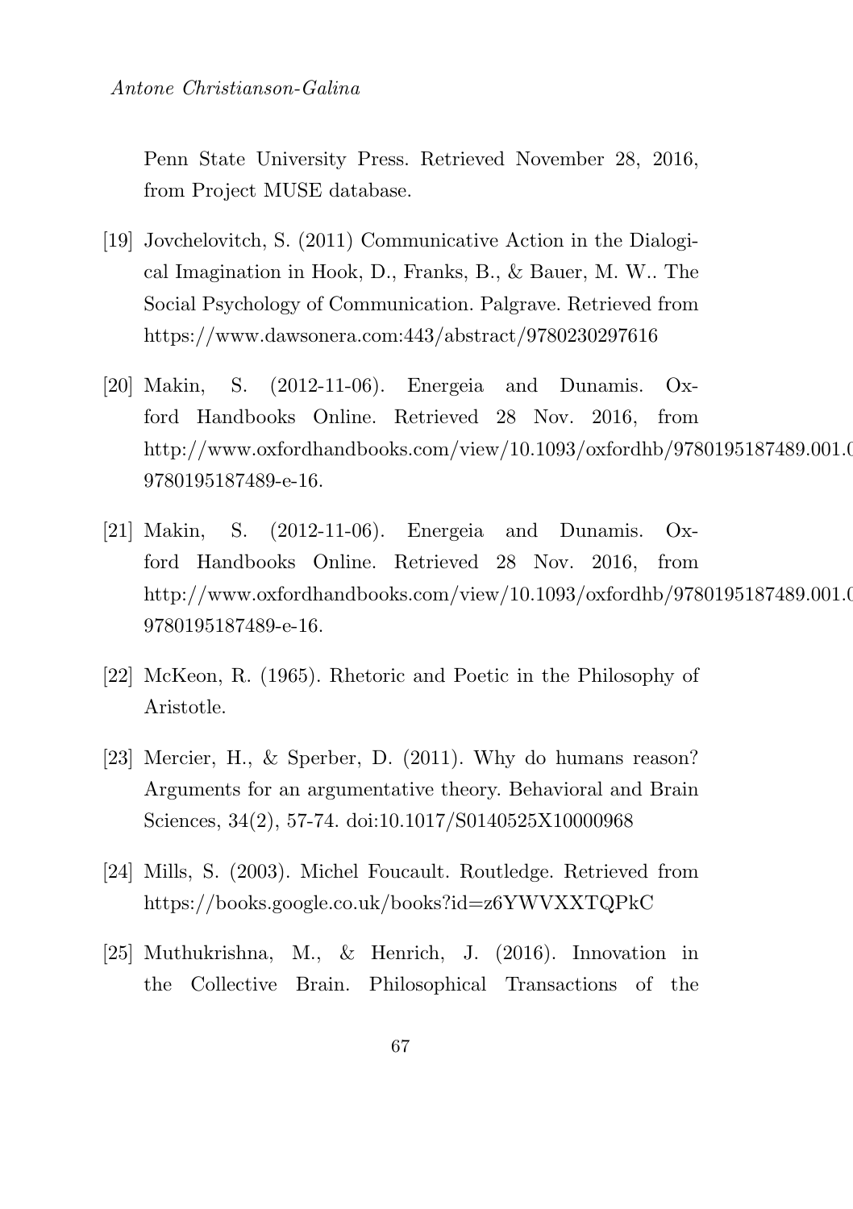Penn State University Press. Retrieved November 28, 2016, from Project MUSE database.

[19] Jovchelovitch, S. (2011) Communicative Action in the Dialogical Imagination in Hook, D., Franks, B., & Bauer, M. W.. The Social Psychology of Communication. Palgrave. Retrieved from https://www.dawsonera.com:443/abstract/9780230297616

[20] Makin, S. (2012-11-06). Energeia and Dunamis. Oxford Handbooks Online. Retrieved 28 Nov. 2016, from http://www.oxfordhandbooks.com/view/10.1093/oxfordhb/9780195187489.001.0 9780195187489-e-16.

[21] Makin, S. (2012-11-06). Energeia and Dunamis. Oxford Handbooks Online. Retrieved 28 Nov. 2016, from http://www.oxfordhandbooks.com/view/10.1093/oxfordhb/9780195187489.001.0 9780195187489-e-16.

[22] McKeon, R. (1965). Rhetoric and Poetic in the Philosophy of Aristotle.

[23] Mercier, H., & Sperber, D. (2011). Why do humans reason? Arguments for an argumentative theory. Behavioral and Brain Sciences, 34(2), 57-74. doi:10.1017/S0140525X10000968

[24] Mills, S. (2003). Michel Foucault. Routledge. Retrieved from https://books.google.co.uk/books?id=z6YWVXXTQPkC

[25] Muthukrishna, M., & Henrich, J. (2016). Innovation in the Collective Brain. Philosophical Transactions of the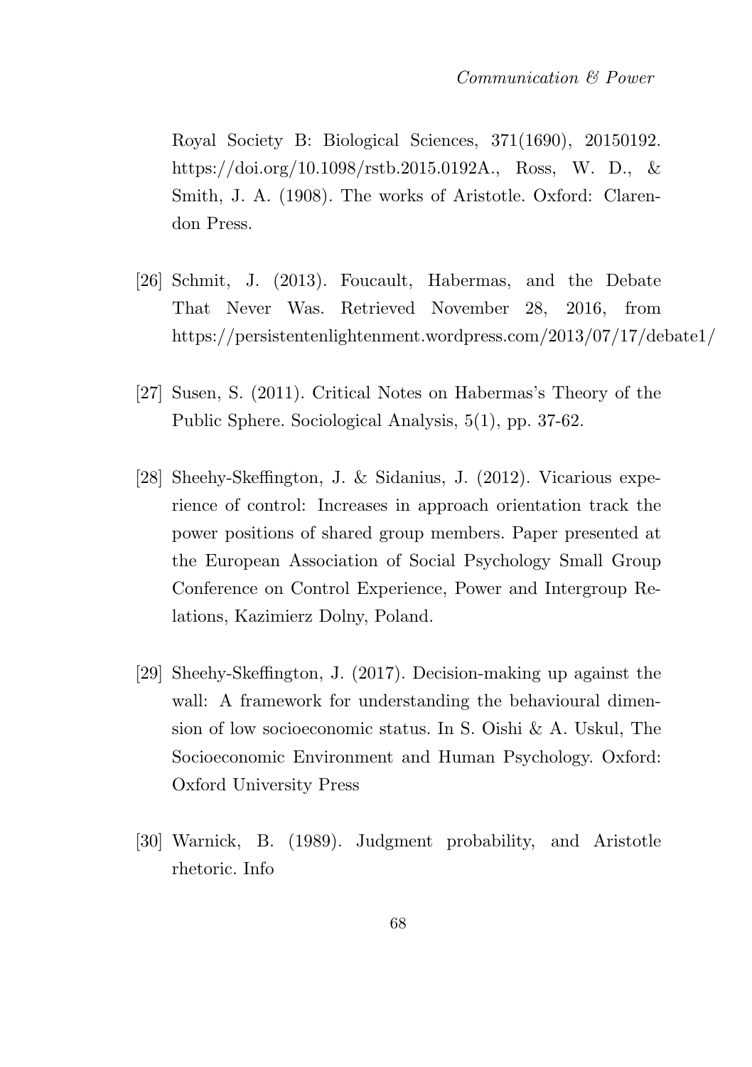Royal Society B: Biological Sciences, 371(1690), 20150192. https://doi.org/10.1098/rstb.2015.0192A., Ross, W. D., & Smith, J. A. (1908). The works of Aristotle. Oxford: Clarendon Press.

[26] Schmit, J. (2013). Foucault, Habermas, and the Debate That Never Was. Retrieved November 28, 2016, from https://persistentenlightenment.wordpress.com/2013/07/17/debate1/

[27] Susen, S. (2011). Critical Notes on Habermas's Theory of the Public Sphere. Sociological Analysis, 5(1), pp. 37-62.

[28] Sheehy-Skeffington, J. & Sidanius, J. (2012). Vicarious experience of control: Increases in approach orientation track the power positions of shared group members. Paper presented at the European Association of Social Psychology Small Group Conference on Control Experience, Power and Intergroup Relations, Kazimierz Dolny, Poland.

[29] Sheehy-Skeffington, J. (2017). Decision-making up against the wall: A framework for understanding the behavioural dimension of low socioeconomic status. In S. Oishi & A. Uskul, The Socioeconomic Environment and Human Psychology. Oxford: Oxford University Press

[30] Warnick, B. (1989). Judgment probability, and Aristotle rhetoric. Info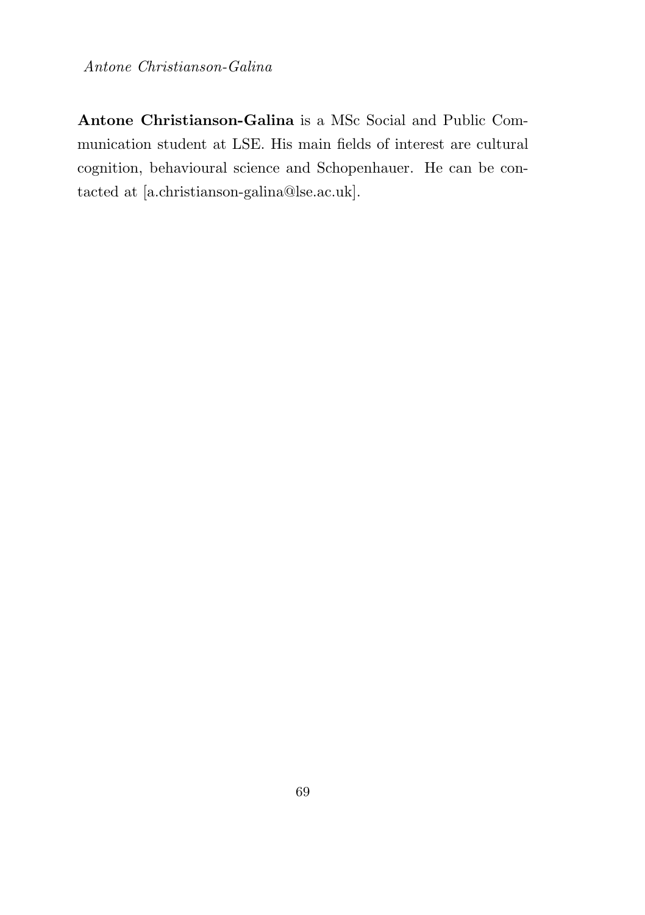**Antone Christianson-Galina** is a MSc Social and Public Communication student at LSE. His main fields of interest are cultural cognition, behavioural science and Schopenhauer. He can be contacted at [a.christianson-galina@lse.ac.uk].